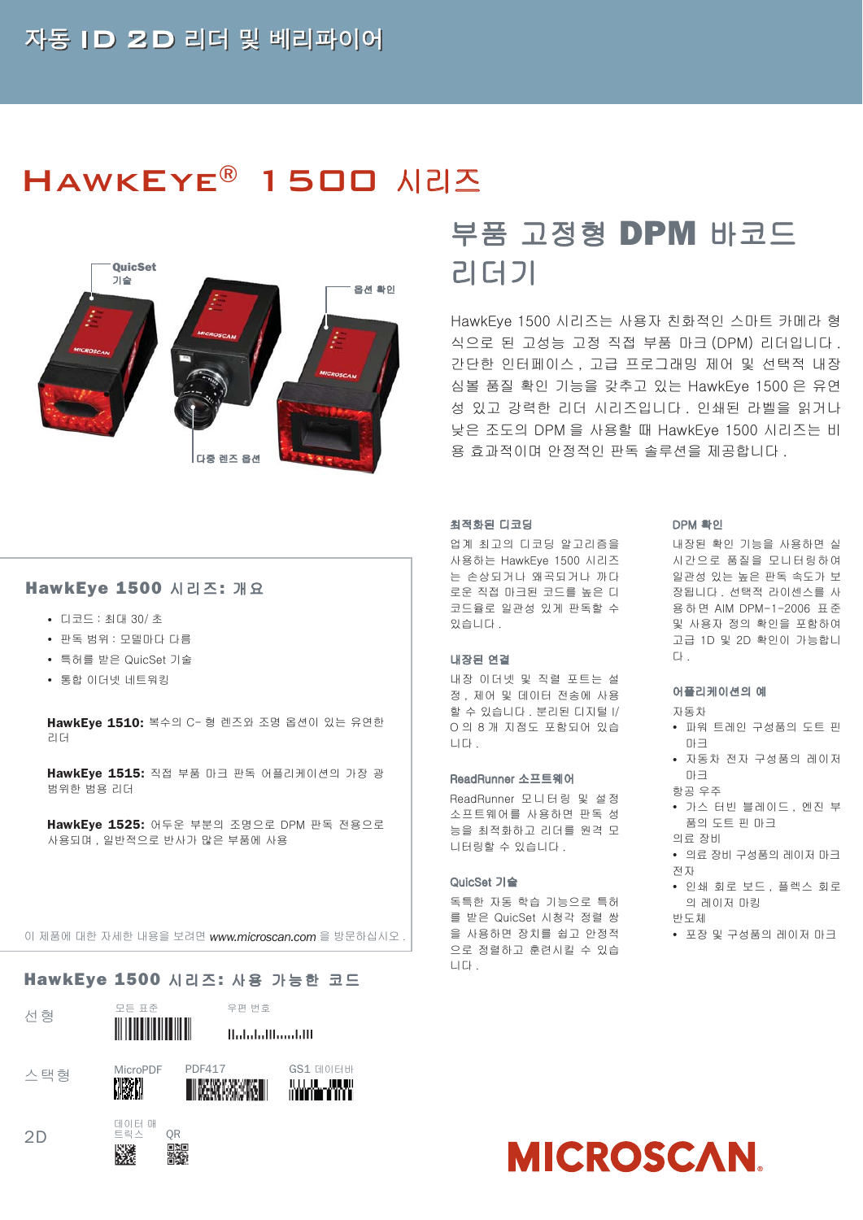# 자동 ID 2D 리더 및 베리파이어

# HawkEye® 1500 시리즈

QuicSet 기술

옵션 확인

다중 렌즈 옵션

## 부품 고정형 DPM 바코드 리더기

HawkEye 1500 시리즈는 사용자 친화적인 스마트 카메라 형식으로 된 고성능 고정 직접 부품 마크 (DPM) 리더입니다 . 간단한 인터페이스 , 고급 프로그래밍 제어 및 선택적 내장 심볼 품질 확인 기능을 갖추고 있는 HawkEye 1500 은 유연성 있고 강력한 리더 시리즈입니다 . 인쇄된 라벨을 읽거나 낮은 조도의 DPM 을 사용할 때 HawkEye 1500 시리즈는 비용 효과적이며 안정적인 판독 솔루션을 제공합니다 .

### HawkEye 1500 시리즈: 개요

- 디코드 : 최대 30/ 초
- 판독 범위 : 모델마다 다름
- 특허를 받은 QuicSet 기술
- 통합 이더넷 네트워킹

**HawkEye 1510:** 복수의 C- 형 렌즈와 조명 옵션이 있는 유연한 리더

**HawkEye 1515:** 직접 부품 마크 판독 어플리케이션의 가장 광범위한 범용 리더

**HawkEye 1525:** 어두운 부분의 조명으로 DPM 판독 전용으로 사용되며 , 일반적으로 반사가 많은 부품에 사용

이 제품에 대한 자세한 내용을 보려면 *www.microscan.com* 을 방문하십시오 .

### 최적화된 디코딩

업계 최고의 디코딩 알고리즘을 사용하는 HawkEye 1500 시리즈는 손상되거나 왜곡되거나 까다로운 직접 마크된 코드를 높은 디코드율로 일관성 있게 판독할 수 있습니다 .

### 내장된 연결

내장 이더넷 및 직렬 포트는 설정 , 제어 및 데이터 전송에 사용할 수 있습니다 . 분리된 디지털 I/O 의 8 개 지점도 포함되어 있습니다 .

### ReadRunner 소프트웨어

ReadRunner 모니터링 및 설정 소프트웨어를 사용하면 판독 성능을 최적화하고 리더를 원격 모니터링할 수 있습니다 .

### QuicSet 기술

독특한 자동 학습 기능으로 특허를 받은 QuicSet 시청각 정렬 쌍을 사용하면 장치를 쉽고 안정적으로 정렬하고 훈련시킬 수 있습니다 .

### DPM 확인

내장된 확인 기능을 사용하면 실시간으로 품질을 모니터링하여 일관성 있는 높은 판독 속도가 보장됩니다 . 선택적 라이센스를 사용하면 AIM DPM-1-2006 표준 및 사용자 정의 확인을 포함하여 고급 1D 및 2D 확인이 가능합니다 .

### 어플리케이션의 예

자동차
- 파워 트레인 구성품의 도트 핀 마크
- 자동차 전자 구성품의 레이저 마크

항공 우주
- 가스 터빈 블레이드 , 엔진 부품의 도트 핀 마크

의료 장비
- 의료 장비 구성품의 레이저 마크

전자
- 인쇄 회로 보드 , 플렉스 회로의 레이저 마킹

반도체
- 포장 및 구성품의 레이저 마크

### HawkEye 1500 시리즈: 사용 가능한 코드

선형: 모든 표준, 우편 번호

스택형: MicroPDF, PDF417, GS1 데이터바

2D: 데이터 매트릭스, QR

MICROSCAN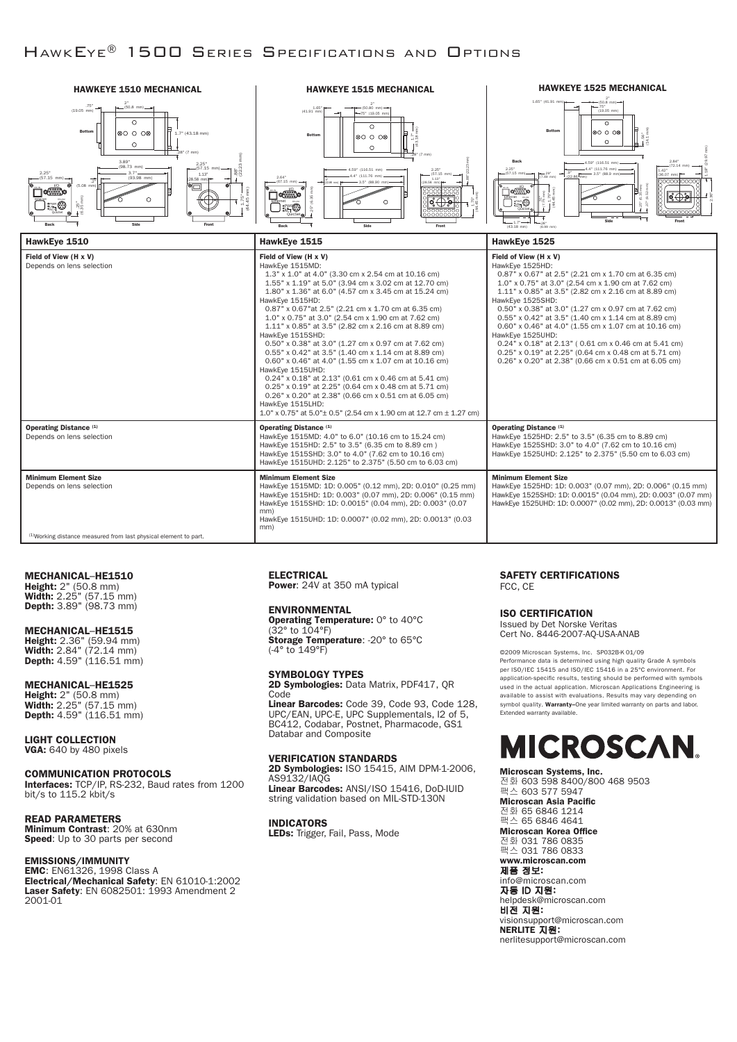# HawkEye® 1500 Series Specifications and Options

**HAWKEYE 1510 MECHANICAL**

**HAWKEYE 1515 MECHANICAL**

**HAWKEYE 1525 MECHANICAL**

| HawkEye 1510 | HawkEye 1515 | HawkEye 1525 |
|---|---|---|
| **Field of View (H x V)**<br>Depends on lens selection | **Field of View (H x V)**<br>HawkEye 1515MD:<br>1.3" x 1.0" at 4.0" (3.30 cm x 2.54 cm at 10.16 cm)<br>1.55" x 1.19" at 5.0" (3.94 cm x 3.02 cm at 12.70 cm)<br>1.80" x 1.36" at 6.0" (4.57 cm x 3.45 cm at 15.24 cm)<br>HawkEye 1515HD:<br>0.87" x 0.67"at 2.5" (2.21 cm x 1.70 cm at 6.35 cm)<br>1.0" x 0.75" at 3.0" (2.54 cm x 1.90 cm at 7.62 cm)<br>1.11" x 0.85" at 3.5" (2.82 cm x 2.16 cm at 8.89 cm)<br>HawkEye 1515SHD:<br>0.50" x 0.38" at 3.0" (1.27 cm x 0.97 cm at 7.62 cm)<br>0.55" x 0.42" at 3.5" (1.40 cm x 1.14 cm at 8.89 cm)<br>0.60" x 0.46" at 4.0" (1.55 cm x 1.07 cm at 10.16 cm)<br>HawkEye 1515UHD:<br>0.24" x 0.18" at 2.13" (0.61 cm x 0.46 cm at 5.41 cm)<br>0.25" x 0.19" at 2.25" (0.64 cm x 0.48 cm at 5.71 cm)<br>0.26" x 0.20" at 2.38" (0.66 cm x 0.51 cm at 6.05 cm)<br>HawkEye 1515LHD:<br>1.0" x 0.75" at 5.0"± 0.5" (2.54 cm x 1.90 cm at 12.7 cm ± 1.27 cm) | **Field of View (H x V)**<br>HawkEye 1525HD:<br>0.87" x 0.67" at 2.5" (2.21 cm x 1.70 cm at 6.35 cm)<br>1.0" x 0.75" at 3.0" (2.54 cm x 1.90 cm at 7.62 cm)<br>1.11" x 0.85" at 3.5" (2.82 cm x 2.16 cm at 8.89 cm)<br>HawkEye 1525SHD:<br>0.50" x 0.38" at 3.0" (1.27 cm x 0.97 cm at 7.62 cm)<br>0.55" x 0.42" at 3.5" (1.40 cm x 1.14 cm at 8.89 cm)<br>0.60" x 0.46" at 4.0" (1.55 cm x 1.07 cm at 10.16 cm)<br>HawkEye 1525UHD:<br>0.24" x 0.18" at 2.13" ( 0.61 cm x 0.46 cm at 5.41 cm)<br>0.25" x 0.19" at 2.25" (0.64 cm x 0.48 cm at 5.71 cm)<br>0.26" x 0.20" at 2.38" (0.66 cm x 0.51 cm at 6.05 cm) |
| **Operating Distance [1]**<br>Depends on lens selection | **Operating Distance [1]**<br>HawkEye 1515MD: 4.0" to 6.0" (10.16 cm to 15.24 cm)<br>HawkEye 1515HD: 2.5" to 3.5" (6.35 cm to 8.89 cm )<br>HawkEye 1515SHD: 3.0" to 4.0" (7.62 cm to 10.16 cm)<br>HawkEye 1515UHD: 2.125" to 2.375" (5.50 cm to 6.03 cm) | **Operating Distance [1]**<br>HawkEye 1525HD: 2.5" to 3.5" (6.35 cm to 8.89 cm)<br>HawkEye 1525SHD: 3.0" to 4.0" (7.62 cm to 10.16 cm)<br>HawkEye 1525UHD: 2.125" to 2.375" (5.50 cm to 6.03 cm) |
| **Minimum Element Size**<br>Depends on lens selection<br><br>[1]Working distance measured from last physical element to part. | **Minimum Element Size**<br>HawkEye 1515MD: 1D: 0.005" (0.12 mm), 2D: 0.010" (0.25 mm)<br>HawkEye 1515HD: 1D: 0.003" (0.07 mm), 2D: 0.006" (0.15 mm)<br>HawkEye 1515SHD: 1D: 0.0015" (0.04 mm), 2D: 0.003" (0.07 mm)<br>HawkEye 1515UHD: 1D: 0.0007" (0.02 mm), 2D: 0.0013" (0.03 mm) | **Minimum Element Size**<br>HawkEye 1525HD: 1D: 0.003" (0.07 mm), 2D: 0.006" (0.15 mm)<br>HawkEye 1525SHD: 1D: 0.0015" (0.04 mm), 2D: 0.003" (0.07 mm)<br>HawkEye 1525UHD: 1D: 0.0007" (0.02 mm), 2D: 0.0013" (0.03 mm) |

### MECHANICAL–HE1510
**Height:** 2" (50.8 mm)
**Width:** 2.25" (57.15 mm)
**Depth:** 3.89" (98.73 mm)

### MECHANICAL–HE1515
**Height:** 2.36" (59.94 mm)
**Width:** 2.84" (72.14 mm)
**Depth:** 4.59" (116.51 mm)

### MECHANICAL–HE1525
**Height:** 2" (50.8 mm)
**Width:** 2.25" (57.15 mm)
**Depth:** 4.59" (116.51 mm)

### LIGHT COLLECTION
**VGA:** 640 by 480 pixels

### COMMUNICATION PROTOCOLS
**Interfaces:** TCP/IP, RS-232, Baud rates from 1200 bit/s to 115.2 kbit/s

### READ PARAMETERS
**Minimum Contrast**: 20% at 630nm
**Speed**: Up to 30 parts per second

### EMISSIONS/IMMUNITY
**EMC**: EN61326, 1998 Class A
**Electrical/Mechanical Safety**: EN 61010-1:2002
**Laser Safety**: EN 6082501: 1993 Amendment 2 2001-01

### ELECTRICAL
**Power**: 24V at 350 mA typical

### ENVIRONMENTAL
**Operating Temperature:** 0° to 40°C (32° to 104°F)
**Storage Temperature**: -20° to 65°C (-4° to 149°F)

### SYMBOLOGY TYPES
**2D Symbologies:** Data Matrix, PDF417, QR Code
**Linear Barcodes:** Code 39, Code 93, Code 128, UPC/EAN, UPC-E, UPC Supplementals, I2 of 5, BC412, Codabar, Postnet, Pharmacode, GS1 Databar and Composite

### VERIFICATION STANDARDS
**2D Symbologies:** ISO 15415, AIM DPM-1-2006, AS9132/IAQG
**Linear Barcodes:** ANSI/ISO 15416, DoD-IUID string validation based on MIL-STD-130N

### INDICATORS
**LEDs:** Trigger, Fail, Pass, Mode

### SAFETY CERTIFICATIONS
FCC, CE

### ISO CERTIFICATION
Issued by Det Norske Veritas
Cert No. 8446-2007-AQ-USA-ANAB

©2009 Microscan Systems, Inc. SP032B-K 01/09
Performance data is determined using high quality Grade A symbols per ISO/IEC 15415 and ISO/IEC 15416 in a 25°C environment. For application-specific results, testing should be performed with symbols used in the actual application. Microscan Applications Engineering is available to assist with evaluations. Results may vary depending on symbol quality. **Warranty**–One year limited warranty on parts and labor. Extended warranty available.

**MICROSCAN.**

**Microscan Systems, Inc.**
전화 603 598 8400/800 468 9503
팩스 603 577 5947
**Microscan Asia Pacific**
전화 65 6846 1214
팩스 65 6846 4641
**Microscan Korea Office**
전화 031 786 0835
팩스 031 786 0833
**www.microscan.com**
**제품 정보:**
info@microscan.com
**자동 ID 지원:**
helpdesk@microscan.com
**비전 지원:**
visionsupport@microscan.com
**NERLITE 지원:**
nerlitesupport@microscan.com